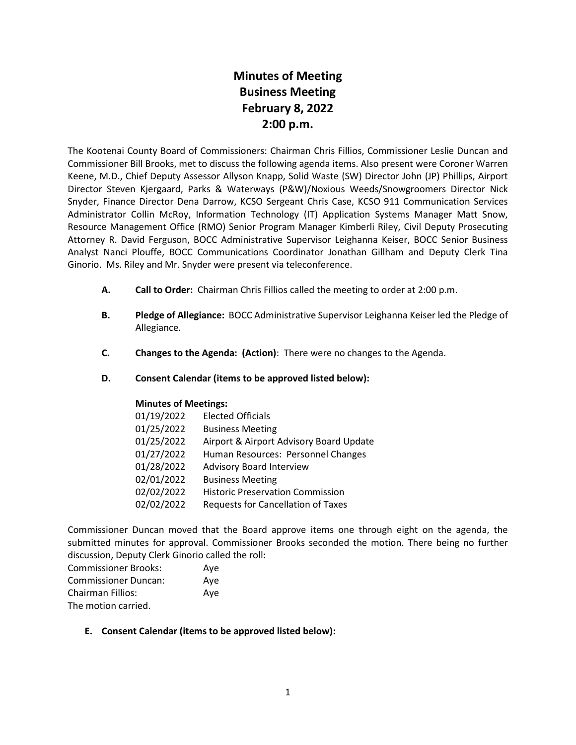# Minutes of Meeting
# Business Meeting
# February 8, 2022
# 2:00 p.m.

The Kootenai County Board of Commissioners: Chairman Chris Fillios, Commissioner Leslie Duncan and Commissioner Bill Brooks, met to discuss the following agenda items. Also present were Coroner Warren Keene, M.D., Chief Deputy Assessor Allyson Knapp, Solid Waste (SW) Director John (JP) Phillips, Airport Director Steven Kjergaard, Parks & Waterways (P&W)/Noxious Weeds/Snowgroomers Director Nick Snyder, Finance Director Dena Darrow, KCSO Sergeant Chris Case, KCSO 911 Communication Services Administrator Collin McRoy, Information Technology (IT) Application Systems Manager Matt Snow, Resource Management Office (RMO) Senior Program Manager Kimberli Riley, Civil Deputy Prosecuting Attorney R. David Ferguson, BOCC Administrative Supervisor Leighanna Keiser, BOCC Senior Business Analyst Nanci Plouffe, BOCC Communications Coordinator Jonathan Gillham and Deputy Clerk Tina Ginorio. Ms. Riley and Mr. Snyder were present via teleconference.

- **A. Call to Order:** Chairman Chris Fillios called the meeting to order at 2:00 p.m.

- **B. Pledge of Allegiance:** BOCC Administrative Supervisor Leighanna Keiser led the Pledge of Allegiance.

- **C. Changes to the Agenda: (Action)**: There were no changes to the Agenda.

- **D. Consent Calendar (items to be approved listed below):**

  **Minutes of Meetings:**

  | | |
  |---|---|
  | 01/19/2022 | Elected Officials |
  | 01/25/2022 | Business Meeting |
  | 01/25/2022 | Airport & Airport Advisory Board Update |
  | 01/27/2022 | Human Resources: Personnel Changes |
  | 01/28/2022 | Advisory Board Interview |
  | 02/01/2022 | Business Meeting |
  | 02/02/2022 | Historic Preservation Commission |
  | 02/02/2022 | Requests for Cancellation of Taxes |

Commissioner Duncan moved that the Board approve items one through eight on the agenda, the submitted minutes for approval. Commissioner Brooks seconded the motion. There being no further discussion, Deputy Clerk Ginorio called the roll:

Commissioner Brooks: Aye
Commissioner Duncan: Aye
Chairman Fillios: Aye
The motion carried.

- **E. Consent Calendar (items to be approved listed below):**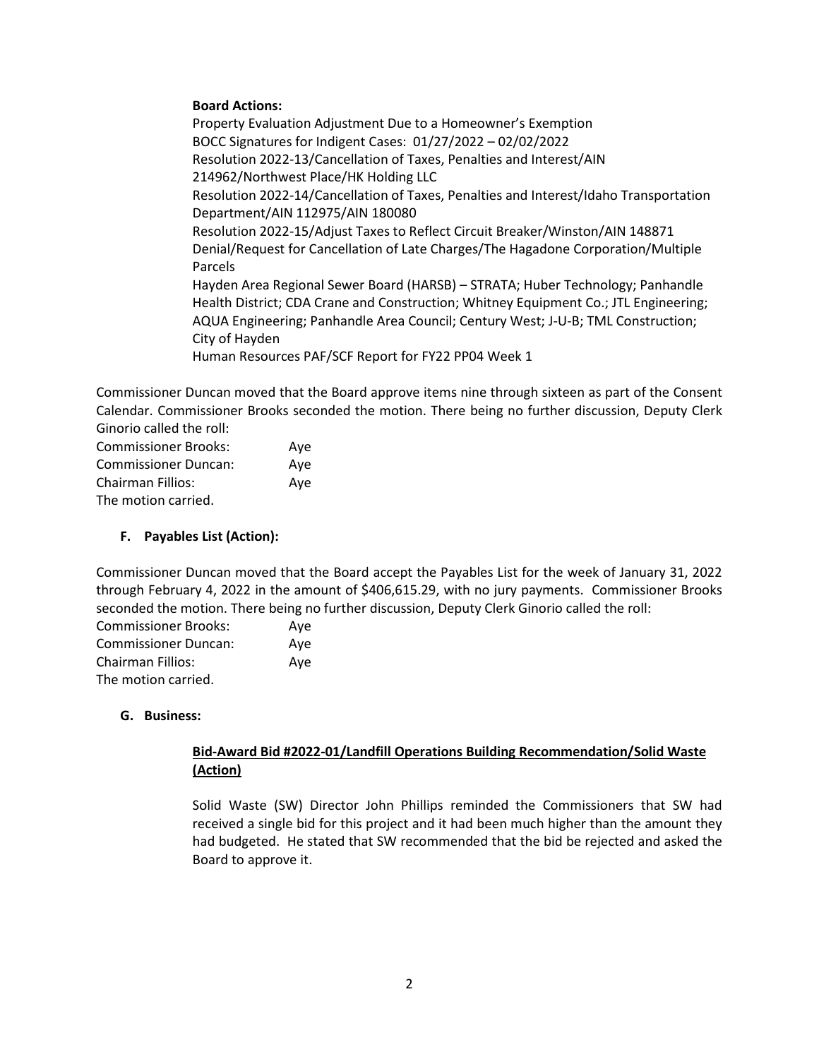**Board Actions:**

Property Evaluation Adjustment Due to a Homeowner's Exemption
BOCC Signatures for Indigent Cases: 01/27/2022 – 02/02/2022
Resolution 2022-13/Cancellation of Taxes, Penalties and Interest/AIN 214962/Northwest Place/HK Holding LLC
Resolution 2022-14/Cancellation of Taxes, Penalties and Interest/Idaho Transportation Department/AIN 112975/AIN 180080
Resolution 2022-15/Adjust Taxes to Reflect Circuit Breaker/Winston/AIN 148871
Denial/Request for Cancellation of Late Charges/The Hagadone Corporation/Multiple Parcels
Hayden Area Regional Sewer Board (HARSB) – STRATA; Huber Technology; Panhandle Health District; CDA Crane and Construction; Whitney Equipment Co.; JTL Engineering; AQUA Engineering; Panhandle Area Council; Century West; J-U-B; TML Construction; City of Hayden
Human Resources PAF/SCF Report for FY22 PP04 Week 1

Commissioner Duncan moved that the Board approve items nine through sixteen as part of the Consent Calendar. Commissioner Brooks seconded the motion. There being no further discussion, Deputy Clerk Ginorio called the roll:

Commissioner Brooks: Aye
Commissioner Duncan: Aye
Chairman Fillios: Aye
The motion carried.

### F. Payables List (Action):

Commissioner Duncan moved that the Board accept the Payables List for the week of January 31, 2022 through February 4, 2022 in the amount of $406,615.29, with no jury payments. Commissioner Brooks seconded the motion. There being no further discussion, Deputy Clerk Ginorio called the roll:

Commissioner Brooks: Aye
Commissioner Duncan: Aye
Chairman Fillios: Aye
The motion carried.

### G. Business:

**Bid-Award Bid #2022-01/Landfill Operations Building Recommendation/Solid Waste (Action)**

Solid Waste (SW) Director John Phillips reminded the Commissioners that SW had received a single bid for this project and it had been much higher than the amount they had budgeted. He stated that SW recommended that the bid be rejected and asked the Board to approve it.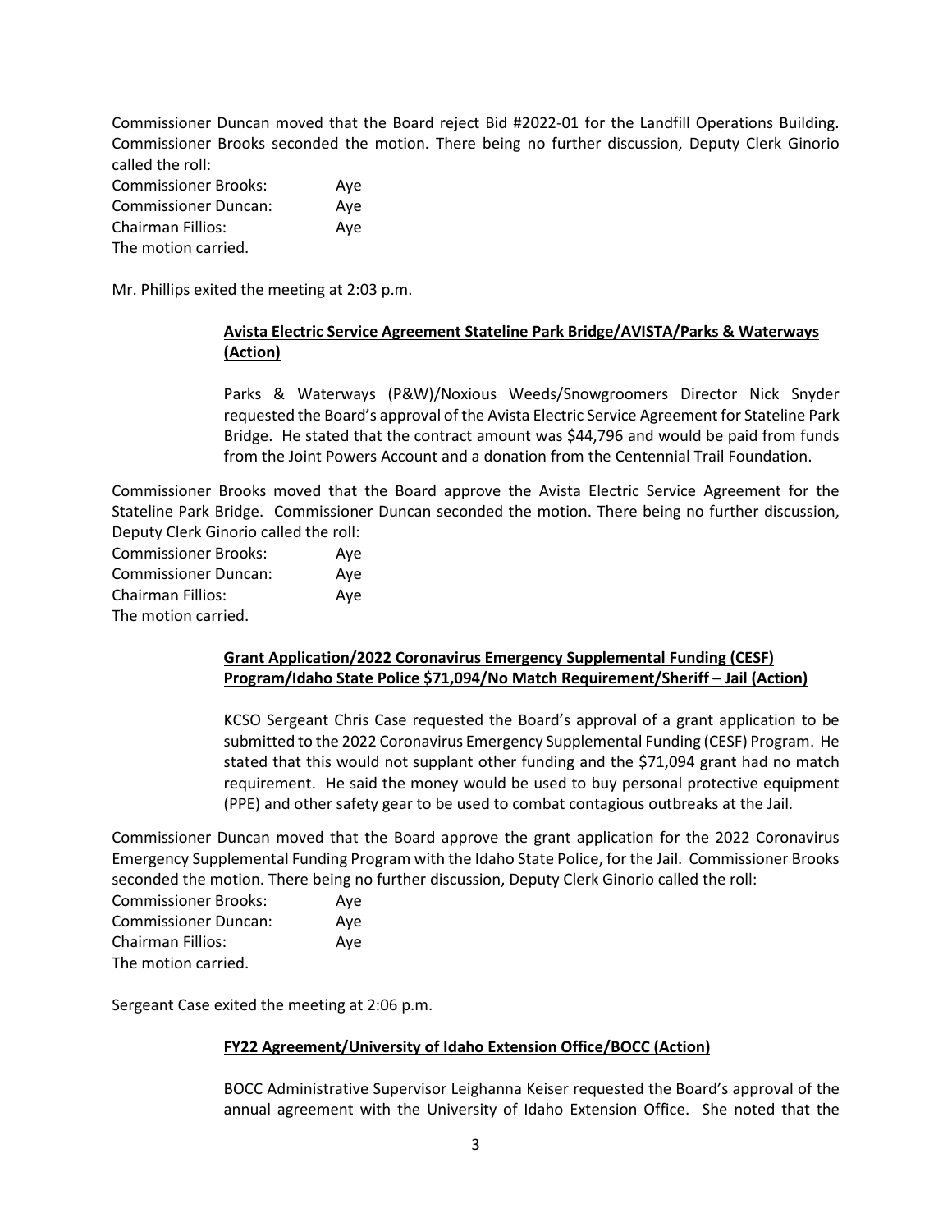Commissioner Duncan moved that the Board reject Bid #2022-01 for the Landfill Operations Building. Commissioner Brooks seconded the motion. There being no further discussion, Deputy Clerk Ginorio called the roll:

Commissioner Brooks: Aye
Commissioner Duncan: Aye
Chairman Fillios: Aye
The motion carried.

Mr. Phillips exited the meeting at 2:03 p.m.

**Avista Electric Service Agreement Stateline Park Bridge/AVISTA/Parks & Waterways (Action)**

Parks & Waterways (P&W)/Noxious Weeds/Snowgroomers Director Nick Snyder requested the Board's approval of the Avista Electric Service Agreement for Stateline Park Bridge. He stated that the contract amount was $44,796 and would be paid from funds from the Joint Powers Account and a donation from the Centennial Trail Foundation.

Commissioner Brooks moved that the Board approve the Avista Electric Service Agreement for the Stateline Park Bridge. Commissioner Duncan seconded the motion. There being no further discussion, Deputy Clerk Ginorio called the roll:

Commissioner Brooks: Aye
Commissioner Duncan: Aye
Chairman Fillios: Aye
The motion carried.

**Grant Application/2022 Coronavirus Emergency Supplemental Funding (CESF) Program/Idaho State Police $71,094/No Match Requirement/Sheriff – Jail (Action)**

KCSO Sergeant Chris Case requested the Board's approval of a grant application to be submitted to the 2022 Coronavirus Emergency Supplemental Funding (CESF) Program. He stated that this would not supplant other funding and the $71,094 grant had no match requirement. He said the money would be used to buy personal protective equipment (PPE) and other safety gear to be used to combat contagious outbreaks at the Jail.

Commissioner Duncan moved that the Board approve the grant application for the 2022 Coronavirus Emergency Supplemental Funding Program with the Idaho State Police, for the Jail. Commissioner Brooks seconded the motion. There being no further discussion, Deputy Clerk Ginorio called the roll:

Commissioner Brooks: Aye
Commissioner Duncan: Aye
Chairman Fillios: Aye
The motion carried.

Sergeant Case exited the meeting at 2:06 p.m.

**FY22 Agreement/University of Idaho Extension Office/BOCC (Action)**

BOCC Administrative Supervisor Leighanna Keiser requested the Board's approval of the annual agreement with the University of Idaho Extension Office. She noted that the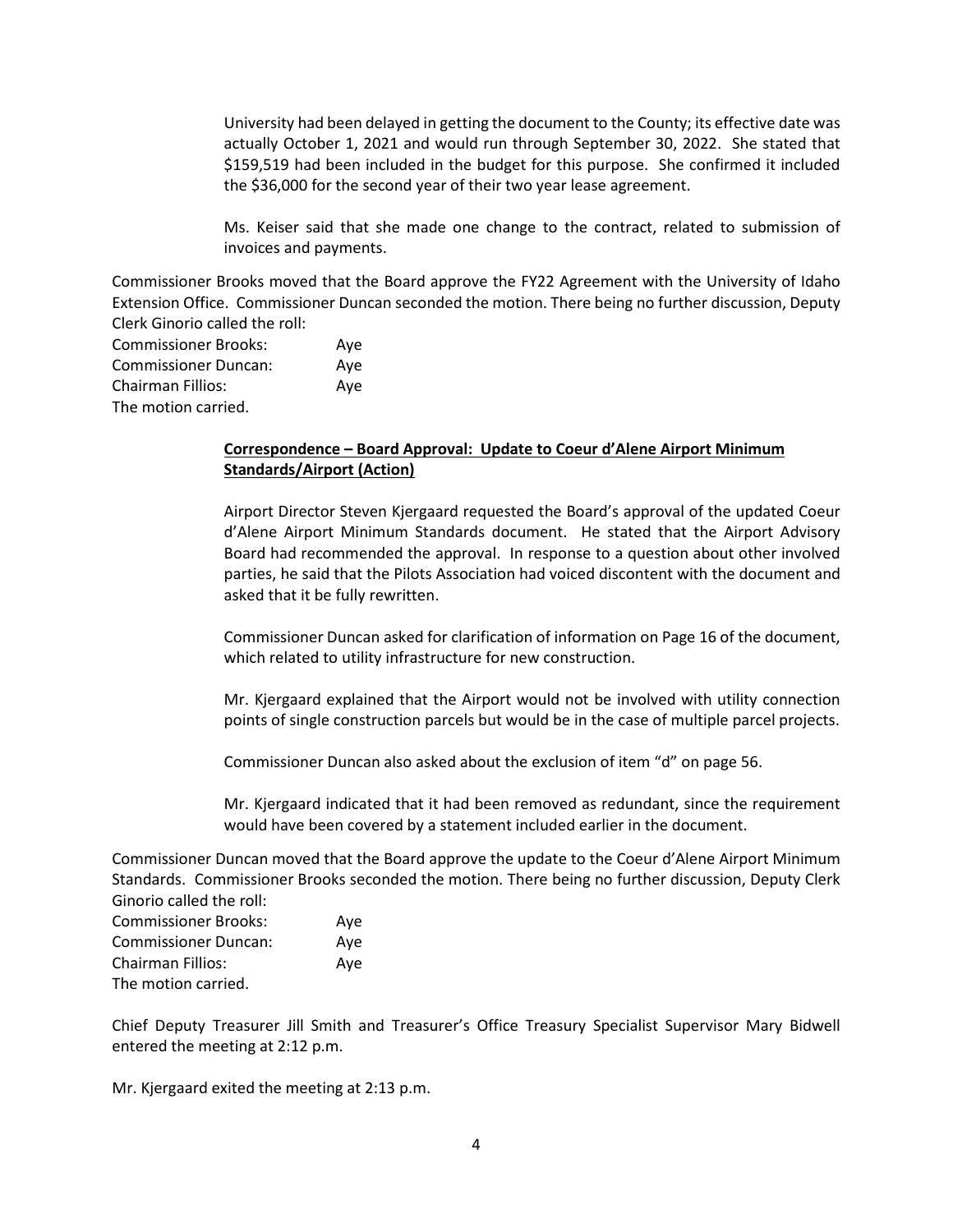University had been delayed in getting the document to the County; its effective date was actually October 1, 2021 and would run through September 30, 2022. She stated that $159,519 had been included in the budget for this purpose. She confirmed it included the $36,000 for the second year of their two year lease agreement.

Ms. Keiser said that she made one change to the contract, related to submission of invoices and payments.

Commissioner Brooks moved that the Board approve the FY22 Agreement with the University of Idaho Extension Office. Commissioner Duncan seconded the motion. There being no further discussion, Deputy Clerk Ginorio called the roll:

Commissioner Brooks: Aye
Commissioner Duncan: Aye
Chairman Fillios: Aye
The motion carried.

**Correspondence – Board Approval: Update to Coeur d'Alene Airport Minimum Standards/Airport (Action)**

Airport Director Steven Kjergaard requested the Board's approval of the updated Coeur d'Alene Airport Minimum Standards document. He stated that the Airport Advisory Board had recommended the approval. In response to a question about other involved parties, he said that the Pilots Association had voiced discontent with the document and asked that it be fully rewritten.

Commissioner Duncan asked for clarification of information on Page 16 of the document, which related to utility infrastructure for new construction.

Mr. Kjergaard explained that the Airport would not be involved with utility connection points of single construction parcels but would be in the case of multiple parcel projects.

Commissioner Duncan also asked about the exclusion of item "d" on page 56.

Mr. Kjergaard indicated that it had been removed as redundant, since the requirement would have been covered by a statement included earlier in the document.

Commissioner Duncan moved that the Board approve the update to the Coeur d'Alene Airport Minimum Standards. Commissioner Brooks seconded the motion. There being no further discussion, Deputy Clerk Ginorio called the roll:

Commissioner Brooks: Aye
Commissioner Duncan: Aye
Chairman Fillios: Aye
The motion carried.

Chief Deputy Treasurer Jill Smith and Treasurer's Office Treasury Specialist Supervisor Mary Bidwell entered the meeting at 2:12 p.m.

Mr. Kjergaard exited the meeting at 2:13 p.m.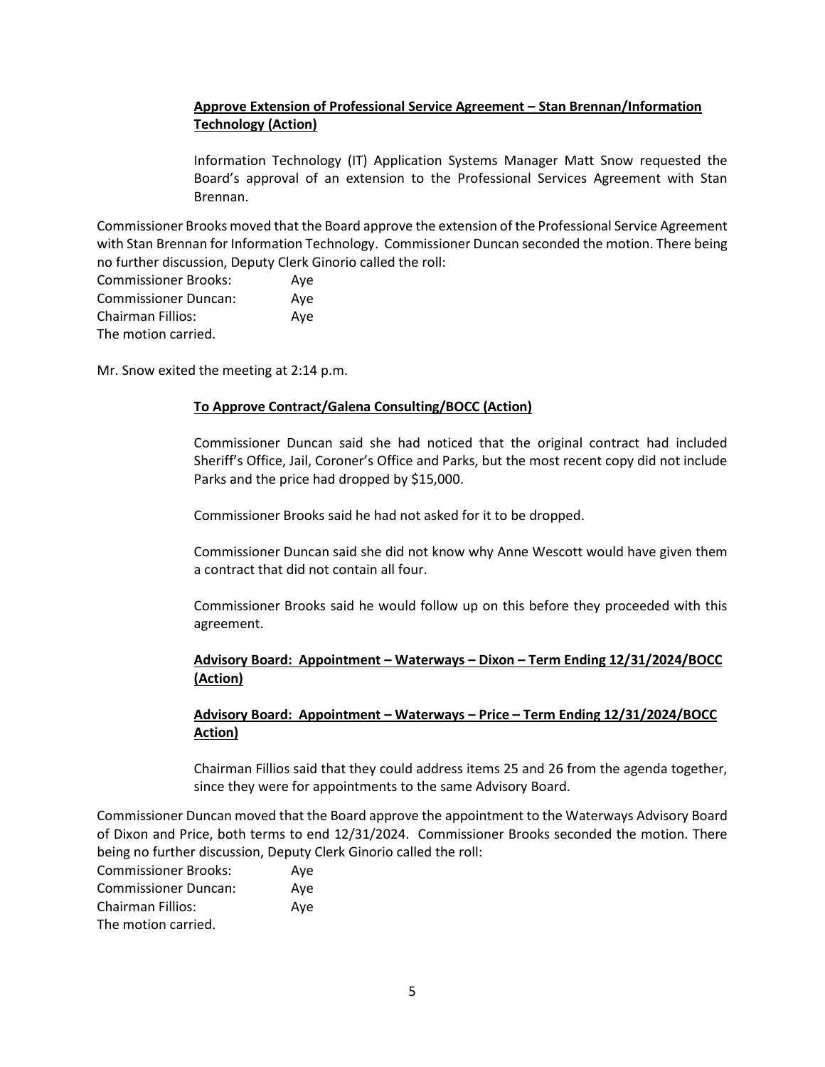**Approve Extension of Professional Service Agreement – Stan Brennan/Information Technology (Action)**

Information Technology (IT) Application Systems Manager Matt Snow requested the Board's approval of an extension to the Professional Services Agreement with Stan Brennan.

Commissioner Brooks moved that the Board approve the extension of the Professional Service Agreement with Stan Brennan for Information Technology. Commissioner Duncan seconded the motion. There being no further discussion, Deputy Clerk Ginorio called the roll:

Commissioner Brooks: Aye
Commissioner Duncan: Aye
Chairman Fillios: Aye
The motion carried.

Mr. Snow exited the meeting at 2:14 p.m.

**To Approve Contract/Galena Consulting/BOCC (Action)**

Commissioner Duncan said she had noticed that the original contract had included Sheriff's Office, Jail, Coroner's Office and Parks, but the most recent copy did not include Parks and the price had dropped by $15,000.

Commissioner Brooks said he had not asked for it to be dropped.

Commissioner Duncan said she did not know why Anne Wescott would have given them a contract that did not contain all four.

Commissioner Brooks said he would follow up on this before they proceeded with this agreement.

**Advisory Board: Appointment – Waterways – Dixon – Term Ending 12/31/2024/BOCC (Action)**

**Advisory Board: Appointment – Waterways – Price – Term Ending 12/31/2024/BOCC Action)**

Chairman Fillios said that they could address items 25 and 26 from the agenda together, since they were for appointments to the same Advisory Board.

Commissioner Duncan moved that the Board approve the appointment to the Waterways Advisory Board of Dixon and Price, both terms to end 12/31/2024. Commissioner Brooks seconded the motion. There being no further discussion, Deputy Clerk Ginorio called the roll:

Commissioner Brooks: Aye
Commissioner Duncan: Aye
Chairman Fillios: Aye
The motion carried.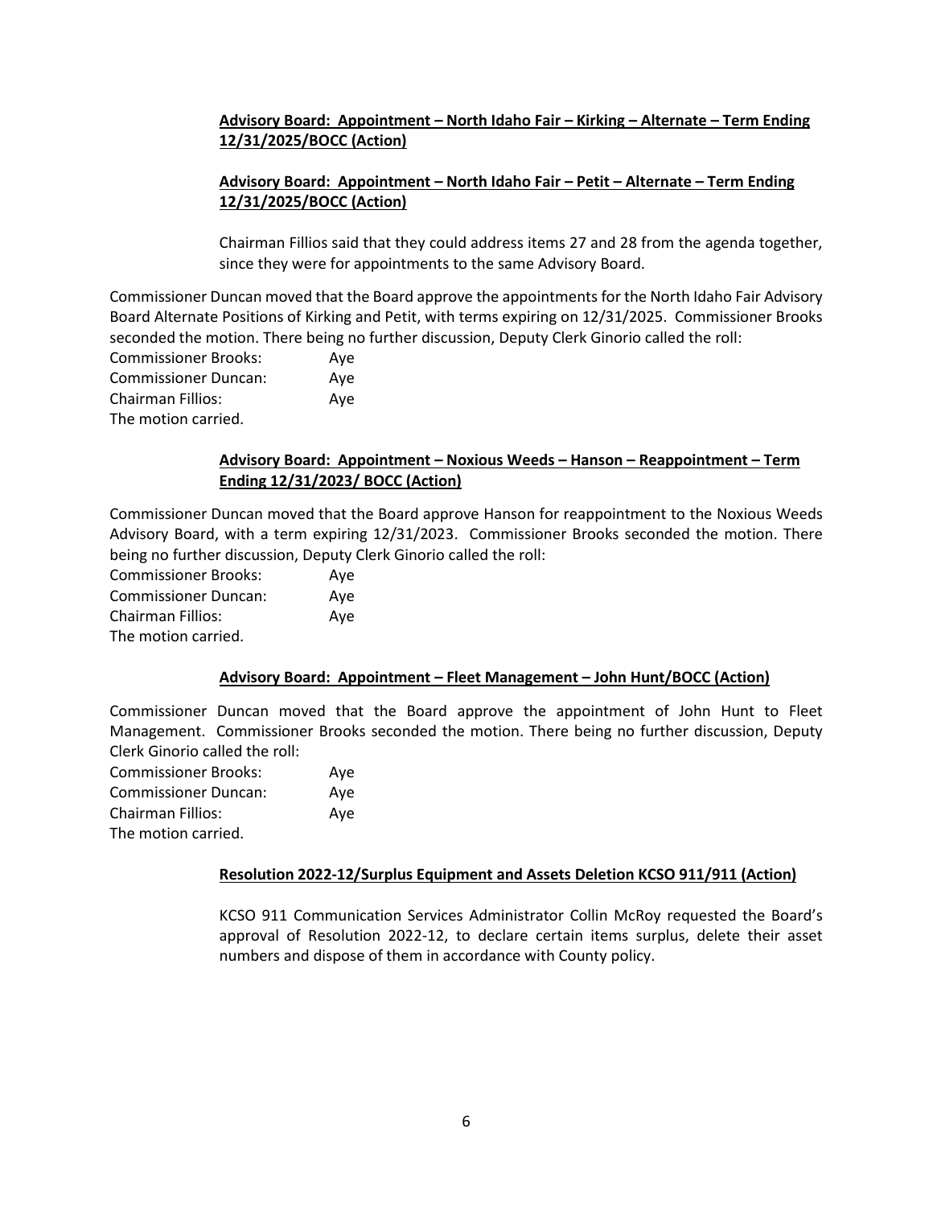**Advisory Board: Appointment – North Idaho Fair – Kirking – Alternate – Term Ending 12/31/2025/BOCC (Action)**

**Advisory Board: Appointment – North Idaho Fair – Petit – Alternate – Term Ending 12/31/2025/BOCC (Action)**

Chairman Fillios said that they could address items 27 and 28 from the agenda together, since they were for appointments to the same Advisory Board.

Commissioner Duncan moved that the Board approve the appointments for the North Idaho Fair Advisory Board Alternate Positions of Kirking and Petit, with terms expiring on 12/31/2025. Commissioner Brooks seconded the motion. There being no further discussion, Deputy Clerk Ginorio called the roll:

Commissioner Brooks: Aye
Commissioner Duncan: Aye
Chairman Fillios: Aye
The motion carried.

**Advisory Board: Appointment – Noxious Weeds – Hanson – Reappointment – Term Ending 12/31/2023/ BOCC (Action)**

Commissioner Duncan moved that the Board approve Hanson for reappointment to the Noxious Weeds Advisory Board, with a term expiring 12/31/2023. Commissioner Brooks seconded the motion. There being no further discussion, Deputy Clerk Ginorio called the roll:

Commissioner Brooks: Aye
Commissioner Duncan: Aye
Chairman Fillios: Aye
The motion carried.

**Advisory Board: Appointment – Fleet Management – John Hunt/BOCC (Action)**

Commissioner Duncan moved that the Board approve the appointment of John Hunt to Fleet Management. Commissioner Brooks seconded the motion. There being no further discussion, Deputy Clerk Ginorio called the roll:

Commissioner Brooks: Aye
Commissioner Duncan: Aye
Chairman Fillios: Aye
The motion carried.

**Resolution 2022-12/Surplus Equipment and Assets Deletion KCSO 911/911 (Action)**

KCSO 911 Communication Services Administrator Collin McRoy requested the Board's approval of Resolution 2022-12, to declare certain items surplus, delete their asset numbers and dispose of them in accordance with County policy.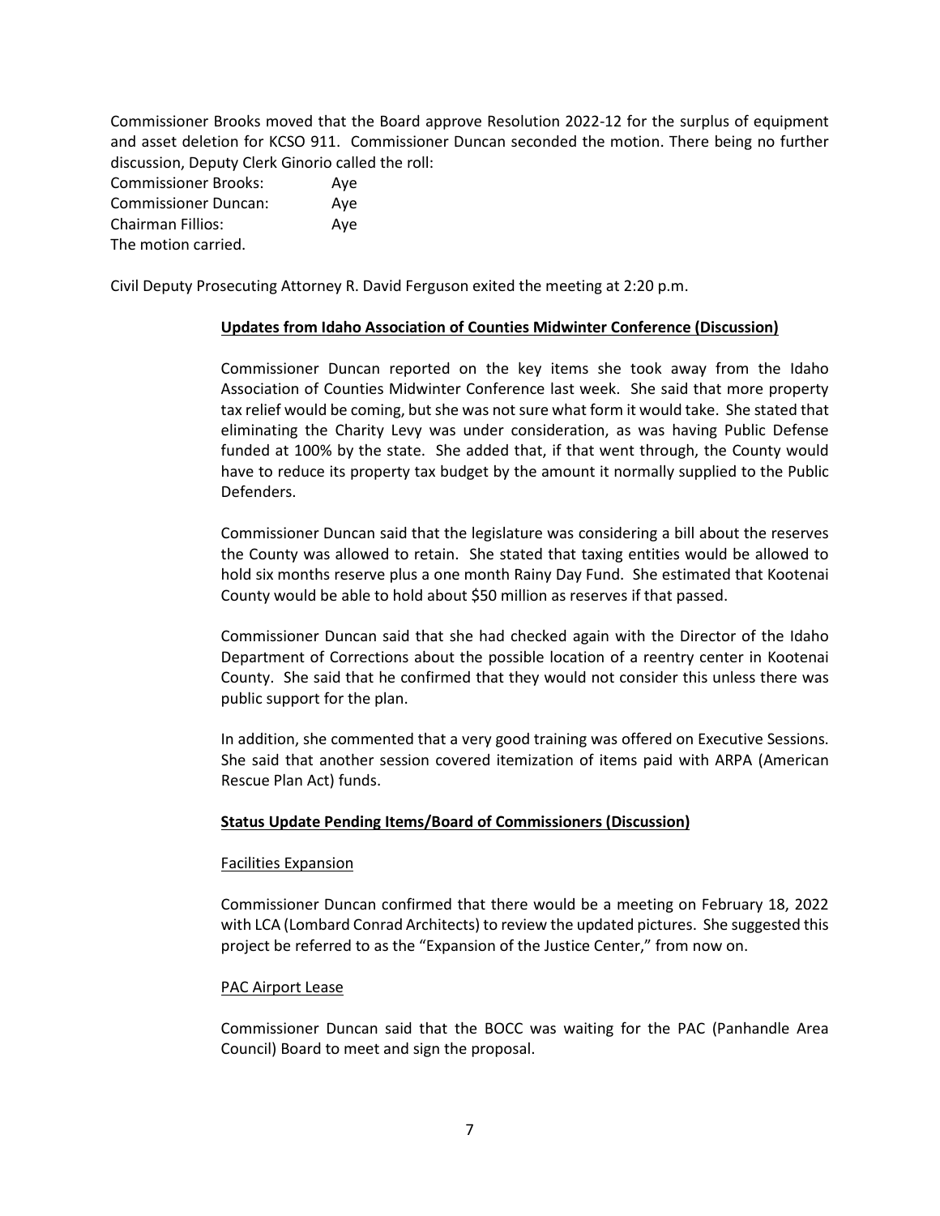Commissioner Brooks moved that the Board approve Resolution 2022-12 for the surplus of equipment and asset deletion for KCSO 911. Commissioner Duncan seconded the motion. There being no further discussion, Deputy Clerk Ginorio called the roll:

Commissioner Brooks: Aye
Commissioner Duncan: Aye
Chairman Fillios: Aye
The motion carried.

Civil Deputy Prosecuting Attorney R. David Ferguson exited the meeting at 2:20 p.m.

**Updates from Idaho Association of Counties Midwinter Conference (Discussion)**

Commissioner Duncan reported on the key items she took away from the Idaho Association of Counties Midwinter Conference last week. She said that more property tax relief would be coming, but she was not sure what form it would take. She stated that eliminating the Charity Levy was under consideration, as was having Public Defense funded at 100% by the state. She added that, if that went through, the County would have to reduce its property tax budget by the amount it normally supplied to the Public Defenders.

Commissioner Duncan said that the legislature was considering a bill about the reserves the County was allowed to retain. She stated that taxing entities would be allowed to hold six months reserve plus a one month Rainy Day Fund. She estimated that Kootenai County would be able to hold about $50 million as reserves if that passed.

Commissioner Duncan said that she had checked again with the Director of the Idaho Department of Corrections about the possible location of a reentry center in Kootenai County. She said that he confirmed that they would not consider this unless there was public support for the plan.

In addition, she commented that a very good training was offered on Executive Sessions. She said that another session covered itemization of items paid with ARPA (American Rescue Plan Act) funds.

**Status Update Pending Items/Board of Commissioners (Discussion)**

Facilities Expansion

Commissioner Duncan confirmed that there would be a meeting on February 18, 2022 with LCA (Lombard Conrad Architects) to review the updated pictures. She suggested this project be referred to as the "Expansion of the Justice Center," from now on.

PAC Airport Lease

Commissioner Duncan said that the BOCC was waiting for the PAC (Panhandle Area Council) Board to meet and sign the proposal.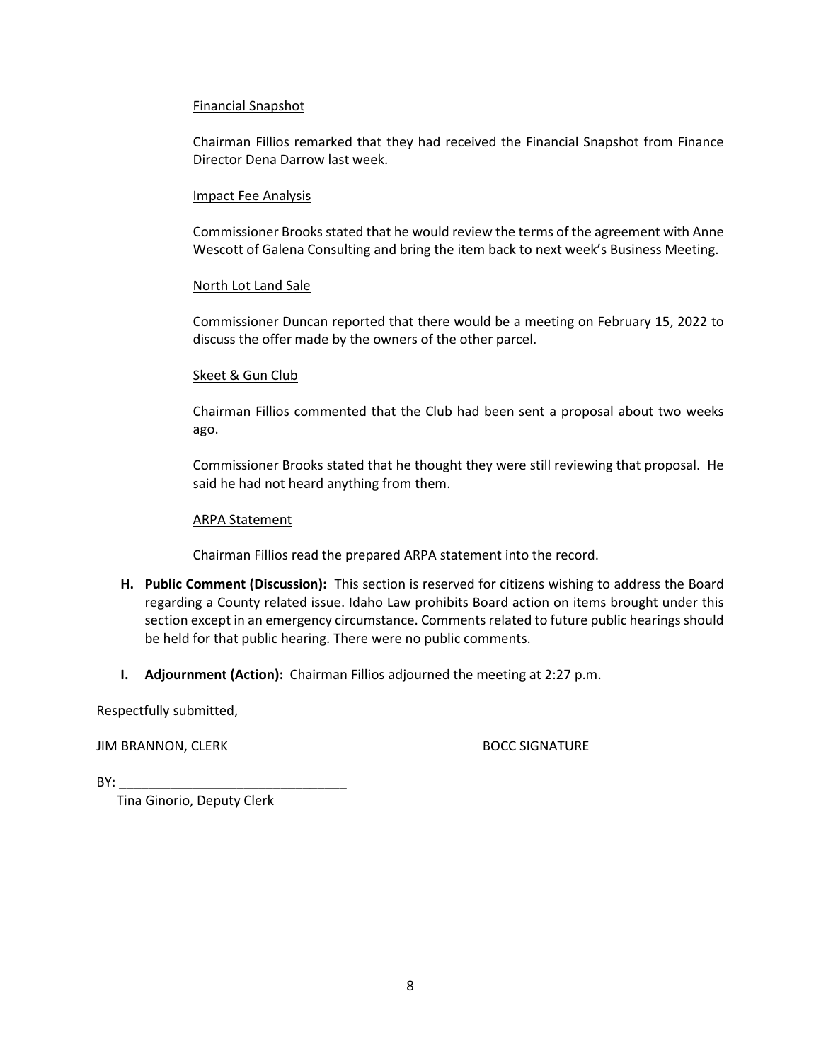Financial Snapshot

Chairman Fillios remarked that they had received the Financial Snapshot from Finance Director Dena Darrow last week.

Impact Fee Analysis

Commissioner Brooks stated that he would review the terms of the agreement with Anne Wescott of Galena Consulting and bring the item back to next week's Business Meeting.

North Lot Land Sale

Commissioner Duncan reported that there would be a meeting on February 15, 2022 to discuss the offer made by the owners of the other parcel.

Skeet & Gun Club

Chairman Fillios commented that the Club had been sent a proposal about two weeks ago.

Commissioner Brooks stated that he thought they were still reviewing that proposal. He said he had not heard anything from them.

ARPA Statement

Chairman Fillios read the prepared ARPA statement into the record.

**H. Public Comment (Discussion):** This section is reserved for citizens wishing to address the Board regarding a County related issue. Idaho Law prohibits Board action on items brought under this section except in an emergency circumstance. Comments related to future public hearings should be held for that public hearing. There were no public comments.

**I. Adjournment (Action):** Chairman Fillios adjourned the meeting at 2:27 p.m.

Respectfully submitted,

JIM BRANNON, CLERK BOCC SIGNATURE

BY: _______________________________

Tina Ginorio, Deputy Clerk